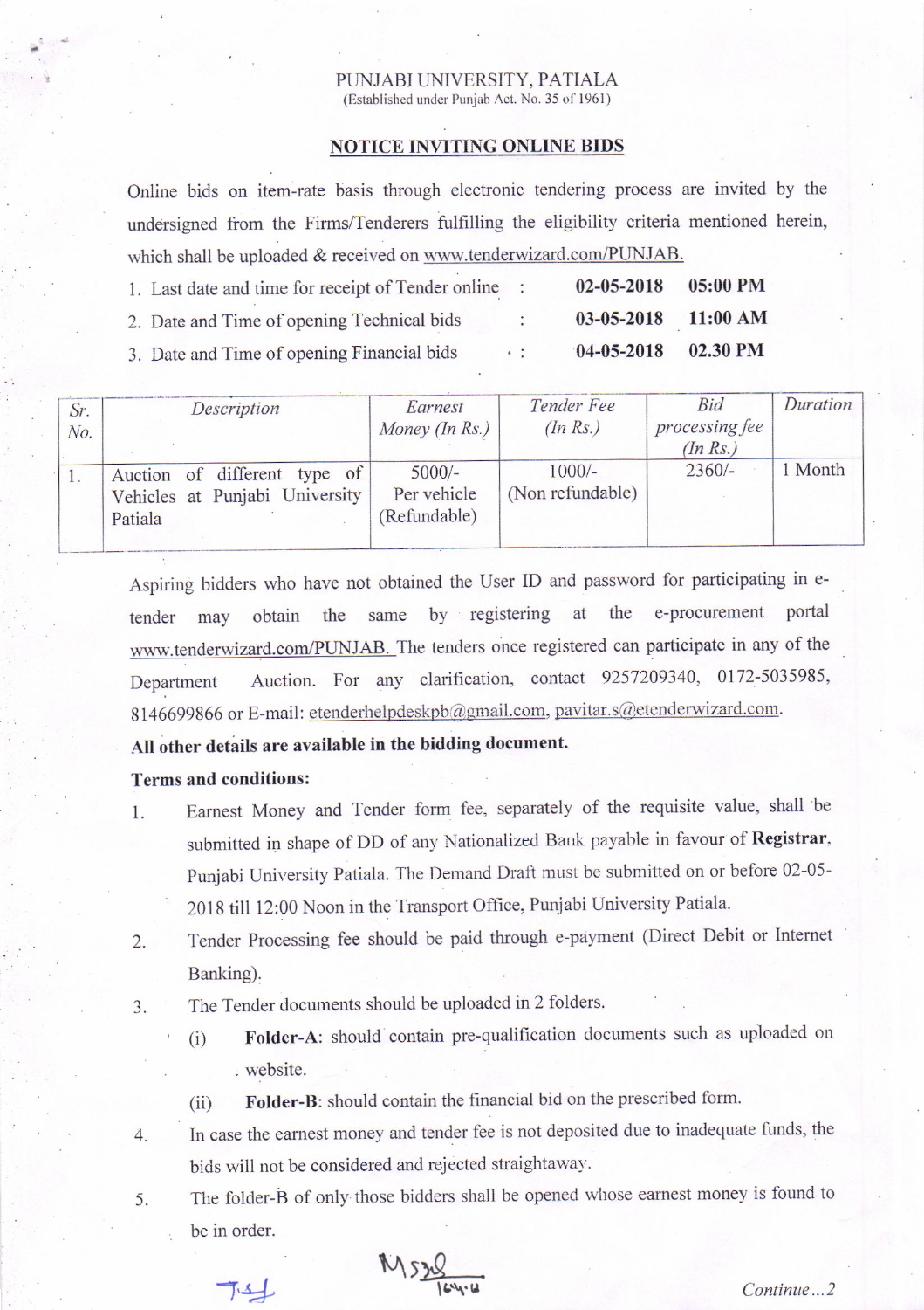PUNJABI UNIVERSITY, PATIALA

(Established under Punjab Act. No. 35 of 1961)

## NOTICE INVITING ONLINE BIDS

Online bids on item-rate basis through electronic tendering process are invited by the undersigned from the Firms/Tenderers fulfilling the eligibility criteria mentioned herein, which shall be uploaded & received on www.tenderwizard.com/PUNJAB.

1. Last date and time for receipt of Tender online : 02-05-2018 05:00 PM
2. Date and Time of opening Technical bids : 03-05-2018 11:00 AM
3. Date and Time of opening Financial bids : 04-05-2018 02.30 PM

| *Sr. No.* | *Description* | *Earnest Money (In Rs.)* | *Tender Fee (In Rs.)* | *Bid processing fee (In Rs.)* | *Duration* |
|---|---|---|---|---|---|
| 1. | Auction of different type of Vehicles at Punjabi University Patiala | 5000/- Per vehicle (Refundable) | 1000/- (Non refundable) | 2360/- | 1 Month |

Aspiring bidders who have not obtained the User ID and password for participating in e-tender may obtain the same by registering at the e-procurement portal www.tenderwizard.com/PUNJAB. The tenders once registered can participate in any of the Department Auction. For any clarification, contact 9257209340, 0172-5035985, 8146699866 or E-mail: etenderhelpdeskpb@gmail.com, pavitar.s@etenderwizard.com.

**All other details are available in the bidding document.**

**Terms and conditions:**

1. Earnest Money and Tender form fee, separately of the requisite value, shall be submitted in shape of DD of any Nationalized Bank payable in favour of **Registrar**, Punjabi University Patiala. The Demand Draft must be submitted on or before 02-05-2018 till 12:00 Noon in the Transport Office, Punjabi University Patiala.
2. Tender Processing fee should be paid through e-payment (Direct Debit or Internet Banking).
3. The Tender documents should be uploaded in 2 folders.
   - (i) **Folder-A**: should contain pre-qualification documents such as uploaded on website.
   - (ii) **Folder-B**: should contain the financial bid on the prescribed form.
4. In case the earnest money and tender fee is not deposited due to inadequate funds, the bids will not be considered and rejected straightaway.
5. The folder-B of only those bidders shall be opened whose earnest money is found to be in order.

Continue...2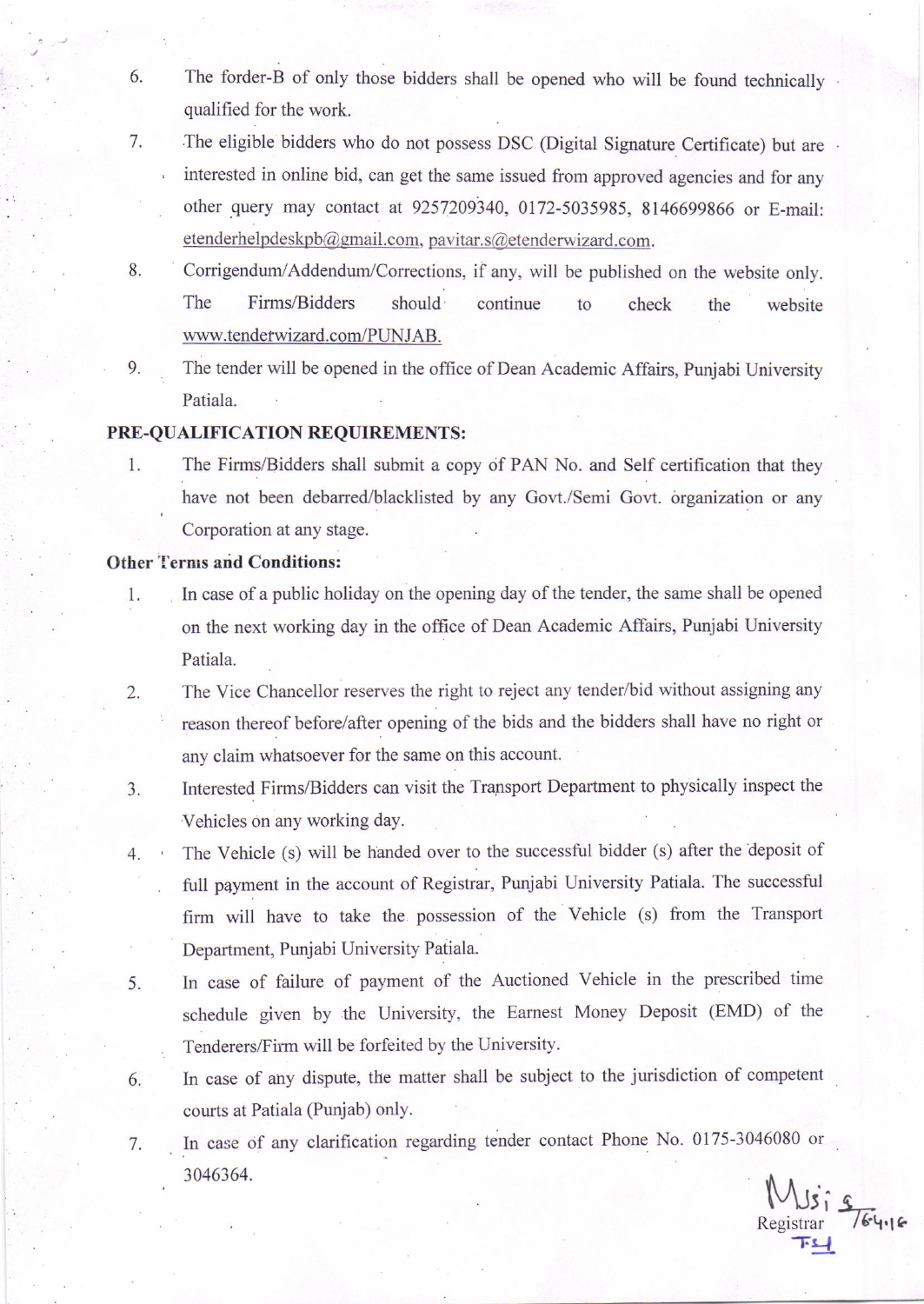6. The forder-B of only those bidders shall be opened who will be found technically qualified for the work.
7. The eligible bidders who do not possess DSC (Digital Signature Certificate) but are interested in online bid, can get the same issued from approved agencies and for any other query may contact at 9257209340, 0172-5035985, 8146699866 or E-mail: etenderhelpdeskpb@gmail.com, pavitar.s@etenderwizard.com.
8. Corrigendum/Addendum/Corrections, if any, will be published on the website only. The Firms/Bidders should continue to check the website www.tenderwizard.com/PUNJAB.
9. The tender will be opened in the office of Dean Academic Affairs, Punjabi University Patiala.

**PRE-QUALIFICATION REQUIREMENTS:**

1. The Firms/Bidders shall submit a copy of PAN No. and Self certification that they have not been debarred/blacklisted by any Govt./Semi Govt. organization or any Corporation at any stage.

**Other Terms and Conditions:**

1. In case of a public holiday on the opening day of the tender, the same shall be opened on the next working day in the office of Dean Academic Affairs, Punjabi University Patiala.
2. The Vice Chancellor reserves the right to reject any tender/bid without assigning any reason thereof before/after opening of the bids and the bidders shall have no right or any claim whatsoever for the same on this account.
3. Interested Firms/Bidders can visit the Transport Department to physically inspect the Vehicles on any working day.
4. The Vehicle (s) will be handed over to the successful bidder (s) after the deposit of full payment in the account of Registrar, Punjabi University Patiala. The successful firm will have to take the possession of the Vehicle (s) from the Transport Department, Punjabi University Patiala.
5. In case of failure of payment of the Auctioned Vehicle in the prescribed time schedule given by the University, the Earnest Money Deposit (EMD) of the Tenderers/Firm will be forfeited by the University.
6. In case of any dispute, the matter shall be subject to the jurisdiction of competent courts at Patiala (Punjab) only.
7. In case of any clarification regarding tender contact Phone No. 0175-3046080 or 3046364.

Registrar